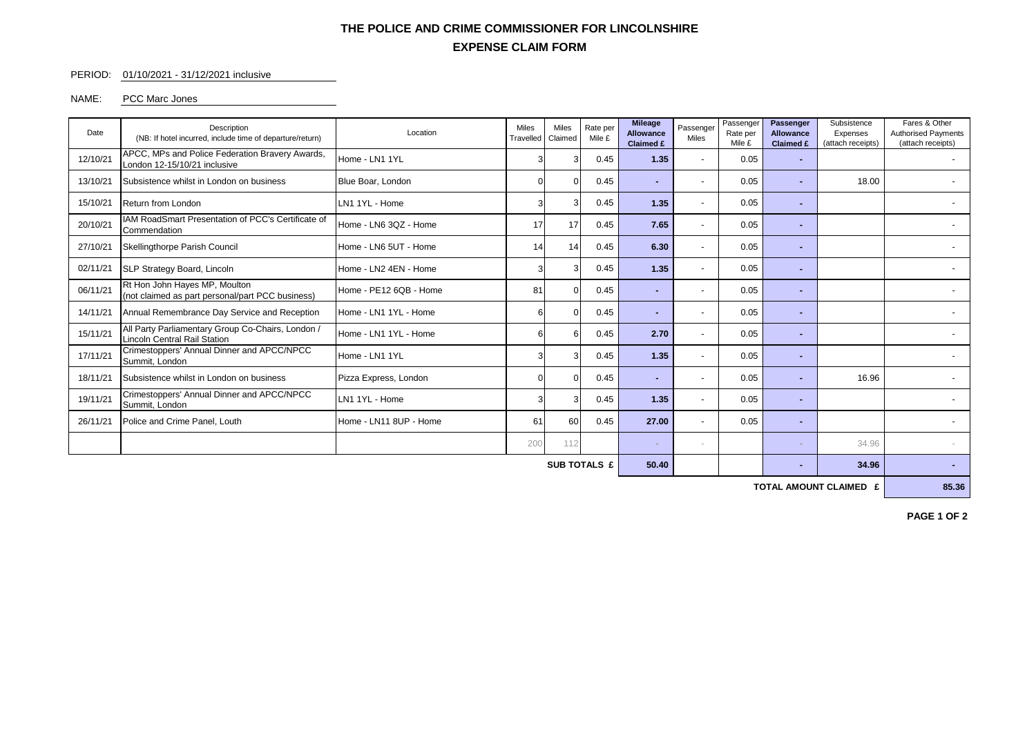# THE POLICE AND CRIME COMMISSIONER FOR LINCOLNSHIRE

## EXPENSE CLAIM FORM

PERIOD: 01/10/2021 - 31/12/2021 inclusive

NAME: PCC Marc Jones

| Date | Description (NB: If hotel incurred, include time of departure/return) | Location | Miles Travelled | Miles Claimed | Rate per Mile £ | **Mileage Allowance Claimed £** | Passenger Miles | Passenger Rate per Mile £ | **Passenger Allowance Claimed £** | Subsistence Expenses (attach receipts) | Fares & Other Authorised Payments (attach receipts) |
|---|---|---|---|---|---|---|---|---|---|---|---|
| 12/10/21 | APCC, MPs and Police Federation Bravery Awards, London 12-15/10/21 inclusive | Home - LN1 1YL | 3 | 3 | 0.45 | **1.35** | - | 0.05 | **-** | | - |
| 13/10/21 | Subsistence whilst in London on business | Blue Boar, London | 0 | 0 | 0.45 | **-** | - | 0.05 | **-** | 18.00 | - |
| 15/10/21 | Return from London | LN1 1YL - Home | 3 | 3 | 0.45 | **1.35** | - | 0.05 | **-** | | - |
| 20/10/21 | IAM RoadSmart Presentation of PCC's Certificate of Commendation | Home - LN6 3QZ - Home | 17 | 17 | 0.45 | **7.65** | - | 0.05 | **-** | | - |
| 27/10/21 | Skellingthorpe Parish Council | Home - LN6 5UT - Home | 14 | 14 | 0.45 | **6.30** | - | 0.05 | **-** | | - |
| 02/11/21 | SLP Strategy Board, Lincoln | Home - LN2 4EN - Home | 3 | 3 | 0.45 | **1.35** | - | 0.05 | **-** | | - |
| 06/11/21 | Rt Hon John Hayes MP, Moulton (not claimed as part personal/part PCC business) | Home - PE12 6QB - Home | 81 | 0 | 0.45 | **-** | - | 0.05 | **-** | | - |
| 14/11/21 | Annual Remembrance Day Service and Reception | Home - LN1 1YL - Home | 6 | 0 | 0.45 | **-** | - | 0.05 | **-** | | - |
| 15/11/21 | All Party Parliamentary Group Co-Chairs, London / Lincoln Central Rail Station | Home - LN1 1YL - Home | 6 | 6 | 0.45 | **2.70** | - | 0.05 | **-** | | - |
| 17/11/21 | Crimestoppers' Annual Dinner and APCC/NPCC Summit, London | Home - LN1 1YL | 3 | 3 | 0.45 | **1.35** | - | 0.05 | **-** | | - |
| 18/11/21 | Subsistence whilst in London on business | Pizza Express, London | 0 | 0 | 0.45 | **-** | - | 0.05 | **-** | 16.96 | - |
| 19/11/21 | Crimestoppers' Annual Dinner and APCC/NPCC Summit, London | LN1 1YL - Home | 3 | 3 | 0.45 | **1.35** | - | 0.05 | **-** | | - |
| 26/11/21 | Police and Crime Panel, Louth | Home - LN11 8UP - Home | 61 | 60 | 0.45 | **27.00** | - | 0.05 | **-** | | - |
| | | | 200 | 112 | | - | - | | - | 34.96 | - |
| | | | | | **SUB TOTALS £** | **50.40** | | | **-** | **34.96** | **-** |
| | | | | | | | | | | **TOTAL AMOUNT CLAIMED £** | **85.36** |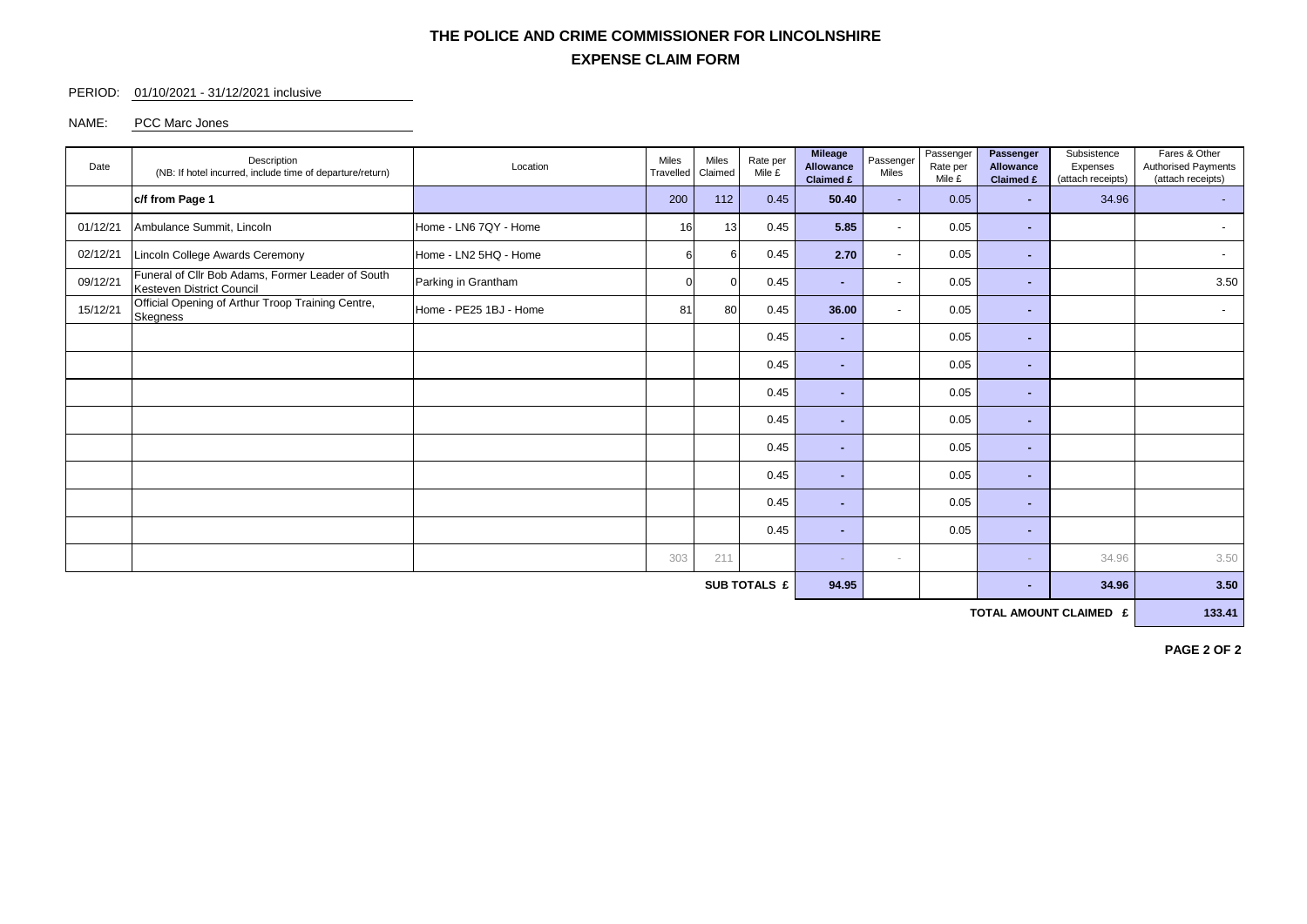**THE POLICE AND CRIME COMMISSIONER FOR LINCOLNSHIRE**

**EXPENSE CLAIM FORM**

PERIOD: 01/10/2021 - 31/12/2021 inclusive

NAME: PCC Marc Jones

| Date | Description (NB: If hotel incurred, include time of departure/return) | Location | Miles Travelled | Miles Claimed | Rate per Mile £ | **Mileage Allowance Claimed £** | Passenger Miles | Passenger Rate per Mile £ | **Passenger Allowance Claimed £** | Subsistence Expenses (attach receipts) | Fares & Other Authorised Payments (attach receipts) |
|---|---|---|---|---|---|---|---|---|---|---|---|
| | **c/f from Page 1** | | 200 | 112 | 0.45 | **50.40** | - | 0.05 | **-** | 34.96 | - |
| 01/12/21 | Ambulance Summit, Lincoln | Home - LN6 7QY - Home | 16 | 13 | 0.45 | **5.85** | - | 0.05 | **-** | | - |
| 02/12/21 | Lincoln College Awards Ceremony | Home - LN2 5HQ - Home | 6 | 6 | 0.45 | **2.70** | - | 0.05 | **-** | | - |
| 09/12/21 | Funeral of Cllr Bob Adams, Former Leader of South Kesteven District Council | Parking in Grantham | 0 | 0 | 0.45 | **-** | - | 0.05 | **-** | | 3.50 |
| 15/12/21 | Official Opening of Arthur Troop Training Centre, Skegness | Home - PE25 1BJ - Home | 81 | 80 | 0.45 | **36.00** | - | 0.05 | **-** | | - |
| | | | | | 0.45 | **-** | | 0.05 | **-** | | |
| | | | | | 0.45 | **-** | | 0.05 | **-** | | |
| | | | | | 0.45 | **-** | | 0.05 | **-** | | |
| | | | | | 0.45 | **-** | | 0.05 | **-** | | |
| | | | | | 0.45 | **-** | | 0.05 | **-** | | |
| | | | | | 0.45 | **-** | | 0.05 | **-** | | |
| | | | | | 0.45 | **-** | | 0.05 | **-** | | |
| | | | | | 0.45 | **-** | | 0.05 | **-** | | |
| | | | 303 | 211 | | - | - | | - | 34.96 | 3.50 |
| | | | | | **SUB TOTALS £** | **94.95** | | | **-** | **34.96** | **3.50** |
| | | | | | | | | | | **TOTAL AMOUNT CLAIMED £** | **133.41** |

**PAGE 2 OF 2**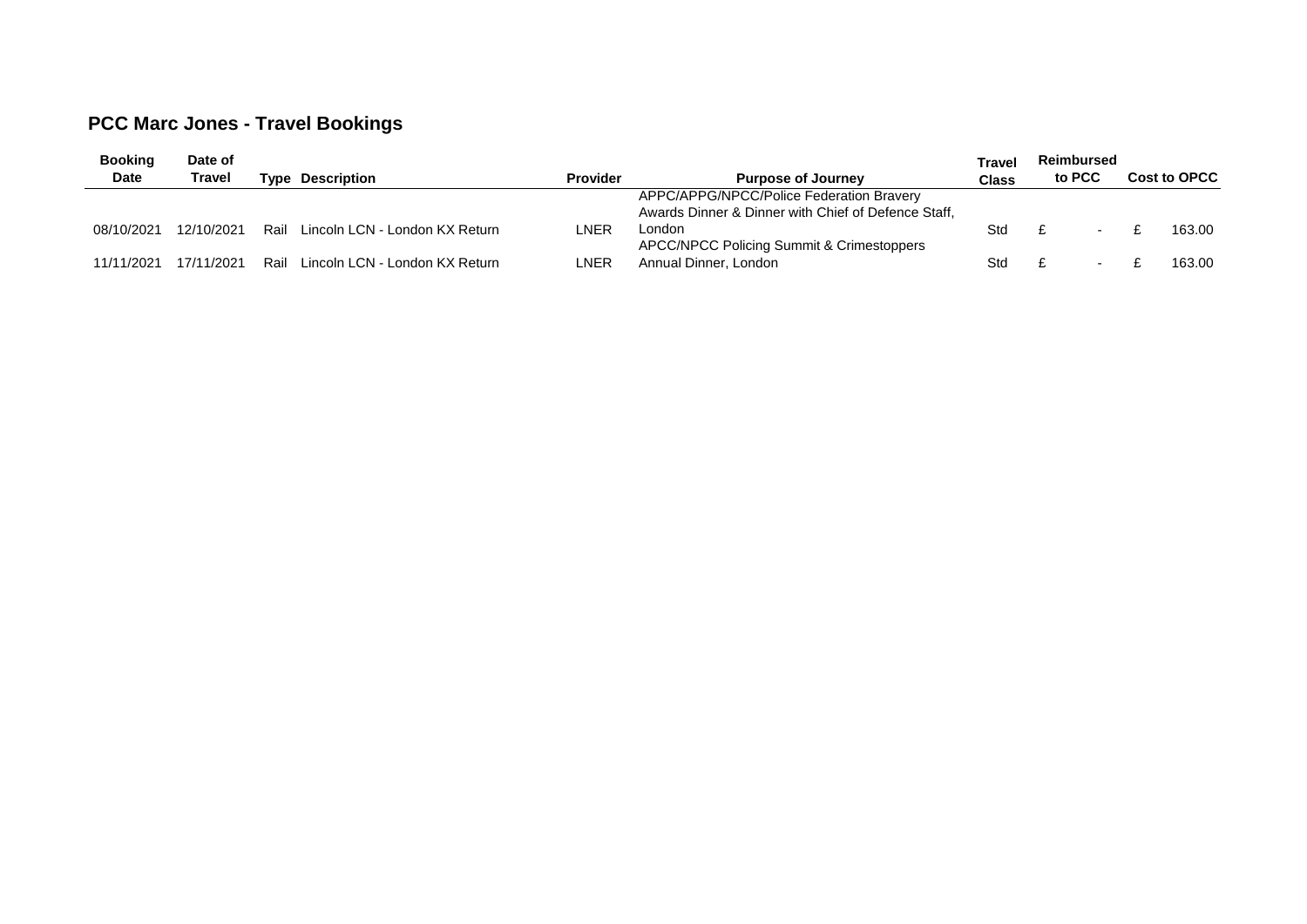## PCC Marc Jones - Travel Bookings

| Booking Date | Date of Travel | Type | Description | Provider | Purpose of Journey | Travel Class | Reimbursed to PCC | Cost to OPCC |
|---|---|---|---|---|---|---|---|---|
| 08/10/2021 | 12/10/2021 | Rail | Lincoln LCN - London KX Return | LNER | APPC/APPG/NPCC/Police Federation Bravery Awards Dinner & Dinner with Chief of Defence Staff, London | Std | £ - | £ 163.00 |
| 11/11/2021 | 17/11/2021 | Rail | Lincoln LCN - London KX Return | LNER | APCC/NPCC Policing Summit & Crimestoppers Annual Dinner, London | Std | £ - | £ 163.00 |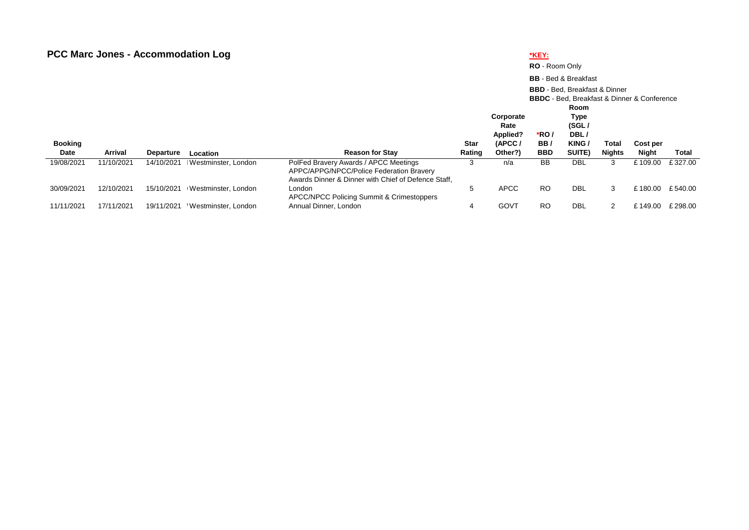## PCC Marc Jones - Accommodation Log

***KEY:***

**RO** - Room Only

**BB** - Bed & Breakfast

**BBD** - Bed, Breakfast & Dinner

**BBDC** - Bed, Breakfast & Dinner & Conference

| Booking Date | Arrival | Departure | Location | Reason for Stay | Star Rating | Corporate Rate Applied? (APCC / Other?) | *RO / BB / BBD | Room Type (SGL / DBL / KING / SUITE) | Total Nights | Cost per Night | Total |
|---|---|---|---|---|---|---|---|---|---|---|---|
| 19/08/2021 | 11/10/2021 | 14/10/2021 | Westminster, London | PolFed Bravery Awards / APCC Meetings | 3 | n/a | BB | DBL | 3 | £ 109.00 | £ 327.00 |
| 30/09/2021 | 12/10/2021 | 15/10/2021 | Westminster, London | APPC/APPG/NPCC/Police Federation Bravery Awards Dinner & Dinner with Chief of Defence Staff, London | 5 | APCC | RO | DBL | 3 | £ 180.00 | £ 540.00 |
| 11/11/2021 | 17/11/2021 | 19/11/2021 | Westminster, London | APCC/NPCC Policing Summit & Crimestoppers Annual Dinner, London | 4 | GOVT | RO | DBL | 2 | £ 149.00 | £ 298.00 |